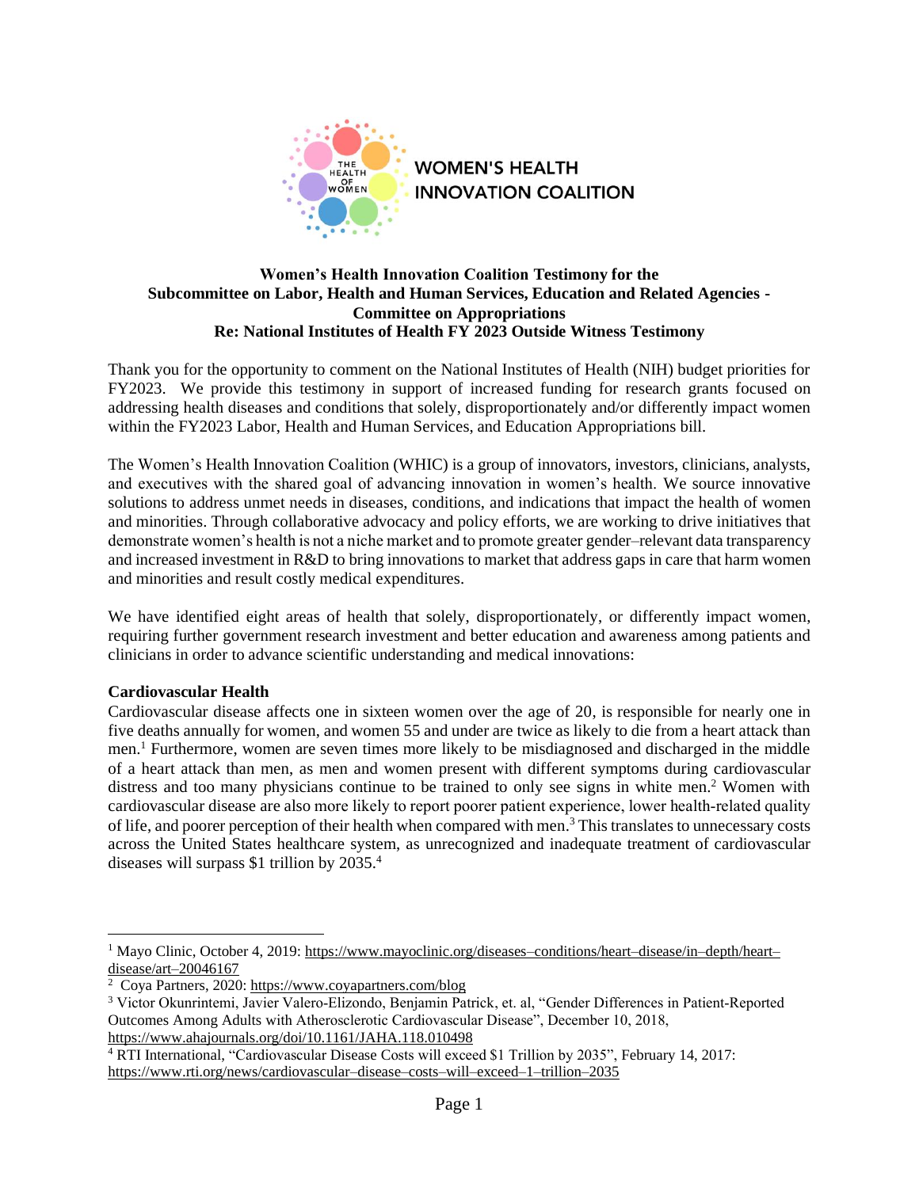WOMEN'S HEALTH INNOVATION COALITION

**Women's Health Innovation Coalition Testimony for the Subcommittee on Labor, Health and Human Services, Education and Related Agencies - Committee on Appropriations**
**Re: National Institutes of Health FY 2023 Outside Witness Testimony**

Thank you for the opportunity to comment on the National Institutes of Health (NIH) budget priorities for FY2023. We provide this testimony in support of increased funding for research grants focused on addressing health diseases and conditions that solely, disproportionately and/or differently impact women within the FY2023 Labor, Health and Human Services, and Education Appropriations bill.

The Women's Health Innovation Coalition (WHIC) is a group of innovators, investors, clinicians, analysts, and executives with the shared goal of advancing innovation in women's health. We source innovative solutions to address unmet needs in diseases, conditions, and indications that impact the health of women and minorities. Through collaborative advocacy and policy efforts, we are working to drive initiatives that demonstrate women's health is not a niche market and to promote greater gender–relevant data transparency and increased investment in R&D to bring innovations to market that address gaps in care that harm women and minorities and result costly medical expenditures.

We have identified eight areas of health that solely, disproportionately, or differently impact women, requiring further government research investment and better education and awareness among patients and clinicians in order to advance scientific understanding and medical innovations:

**Cardiovascular Health**
Cardiovascular disease affects one in sixteen women over the age of 20, is responsible for nearly one in five deaths annually for women, and women 55 and under are twice as likely to die from a heart attack than men.[1] Furthermore, women are seven times more likely to be misdiagnosed and discharged in the middle of a heart attack than men, as men and women present with different symptoms during cardiovascular distress and too many physicians continue to be trained to only see signs in white men.[2] Women with cardiovascular disease are also more likely to report poorer patient experience, lower health-related quality of life, and poorer perception of their health when compared with men.[3] This translates to unnecessary costs across the United States healthcare system, as unrecognized and inadequate treatment of cardiovascular diseases will surpass $1 trillion by 2035.[4]

---

[1] Mayo Clinic, October 4, 2019: https://www.mayoclinic.org/diseases–conditions/heart–disease/in–depth/heart–disease/art–20046167

[2] Coya Partners, 2020: https://www.coyapartners.com/blog

[3] Victor Okunrintemi, Javier Valero-Elizondo, Benjamin Patrick, et. al, "Gender Differences in Patient-Reported Outcomes Among Adults with Atherosclerotic Cardiovascular Disease", December 10, 2018, https://www.ahajournals.org/doi/10.1161/JAHA.118.010498

[4] RTI International, "Cardiovascular Disease Costs will exceed $1 Trillion by 2035", February 14, 2017: https://www.rti.org/news/cardiovascular–disease–costs–will–exceed–1–trillion–2035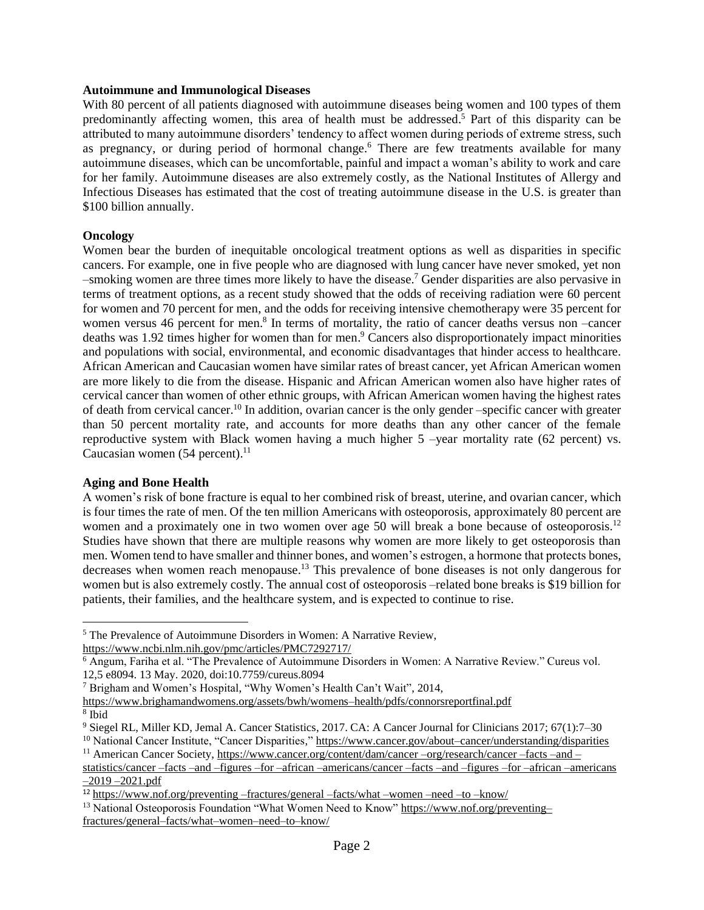**Autoimmune and Immunological Diseases**

With 80 percent of all patients diagnosed with autoimmune diseases being women and 100 types of them predominantly affecting women, this area of health must be addressed.[5] Part of this disparity can be attributed to many autoimmune disorders' tendency to affect women during periods of extreme stress, such as pregnancy, or during period of hormonal change.[6] There are few treatments available for many autoimmune diseases, which can be uncomfortable, painful and impact a woman's ability to work and care for her family. Autoimmune diseases are also extremely costly, as the National Institutes of Allergy and Infectious Diseases has estimated that the cost of treating autoimmune disease in the U.S. is greater than $100 billion annually.

**Oncology**

Women bear the burden of inequitable oncological treatment options as well as disparities in specific cancers. For example, one in five people who are diagnosed with lung cancer have never smoked, yet non –smoking women are three times more likely to have the disease.[7] Gender disparities are also pervasive in terms of treatment options, as a recent study showed that the odds of receiving radiation were 60 percent for women and 70 percent for men, and the odds for receiving intensive chemotherapy were 35 percent for women versus 46 percent for men.[8] In terms of mortality, the ratio of cancer deaths versus non –cancer deaths was 1.92 times higher for women than for men.[9] Cancers also disproportionately impact minorities and populations with social, environmental, and economic disadvantages that hinder access to healthcare. African American and Caucasian women have similar rates of breast cancer, yet African American women are more likely to die from the disease. Hispanic and African American women also have higher rates of cervical cancer than women of other ethnic groups, with African American women having the highest rates of death from cervical cancer.[10] In addition, ovarian cancer is the only gender –specific cancer with greater than 50 percent mortality rate, and accounts for more deaths than any other cancer of the female reproductive system with Black women having a much higher 5 –year mortality rate (62 percent) vs. Caucasian women (54 percent).[11]

**Aging and Bone Health**

A women's risk of bone fracture is equal to her combined risk of breast, uterine, and ovarian cancer, which is four times the rate of men. Of the ten million Americans with osteoporosis, approximately 80 percent are women and a proximately one in two women over age 50 will break a bone because of osteoporosis.[12] Studies have shown that there are multiple reasons why women are more likely to get osteoporosis than men. Women tend to have smaller and thinner bones, and women's estrogen, a hormone that protects bones, decreases when women reach menopause.[13] This prevalence of bone diseases is not only dangerous for women but is also extremely costly. The annual cost of osteoporosis –related bone breaks is $19 billion for patients, their families, and the healthcare system, and is expected to continue to rise.

---

[5] The Prevalence of Autoimmune Disorders in Women: A Narrative Review, https://www.ncbi.nlm.nih.gov/pmc/articles/PMC7292717/

[6] Angum, Fariha et al. "The Prevalence of Autoimmune Disorders in Women: A Narrative Review." Cureus vol. 12,5 e8094. 13 May. 2020, doi:10.7759/cureus.8094

[7] Brigham and Women's Hospital, "Why Women's Health Can't Wait", 2014, https://www.brighamandwomens.org/assets/bwh/womens–health/pdfs/connorsreportfinal.pdf

[8] Ibid

[9] Siegel RL, Miller KD, Jemal A. Cancer Statistics, 2017. CA: A Cancer Journal for Clinicians 2017; 67(1):7–30

[10] National Cancer Institute, "Cancer Disparities," https://www.cancer.gov/about–cancer/understanding/disparities

[11] American Cancer Society, https://www.cancer.org/content/dam/cancer –org/research/cancer –facts –and –statistics/cancer –facts –and –figures –for –african –americans/cancer –facts –and –figures –for –african –americans –2019 –2021.pdf

[12] https://www.nof.org/preventing –fractures/general –facts/what –women –need –to –know/

[13] National Osteoporosis Foundation "What Women Need to Know" https://www.nof.org/preventing–fractures/general–facts/what–women–need–to–know/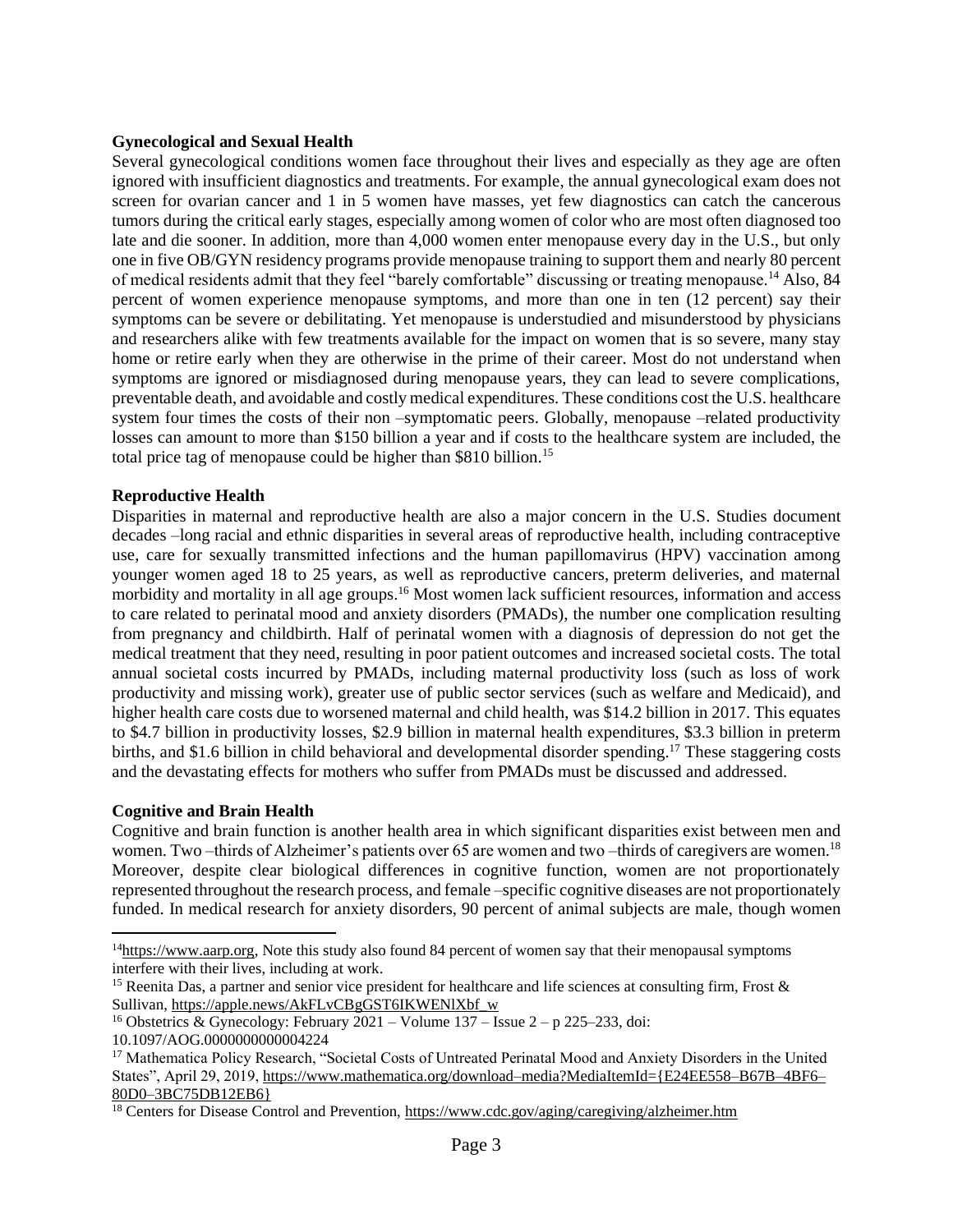**Gynecological and Sexual Health**

Several gynecological conditions women face throughout their lives and especially as they age are often ignored with insufficient diagnostics and treatments. For example, the annual gynecological exam does not screen for ovarian cancer and 1 in 5 women have masses, yet few diagnostics can catch the cancerous tumors during the critical early stages, especially among women of color who are most often diagnosed too late and die sooner. In addition, more than 4,000 women enter menopause every day in the U.S., but only one in five OB/GYN residency programs provide menopause training to support them and nearly 80 percent of medical residents admit that they feel "barely comfortable" discussing or treating menopause.[14] Also, 84 percent of women experience menopause symptoms, and more than one in ten (12 percent) say their symptoms can be severe or debilitating. Yet menopause is understudied and misunderstood by physicians and researchers alike with few treatments available for the impact on women that is so severe, many stay home or retire early when they are otherwise in the prime of their career. Most do not understand when symptoms are ignored or misdiagnosed during menopause years, they can lead to severe complications, preventable death, and avoidable and costly medical expenditures. These conditions cost the U.S. healthcare system four times the costs of their non –symptomatic peers. Globally, menopause –related productivity losses can amount to more than $150 billion a year and if costs to the healthcare system are included, the total price tag of menopause could be higher than $810 billion.[15]

**Reproductive Health**

Disparities in maternal and reproductive health are also a major concern in the U.S. Studies document decades –long racial and ethnic disparities in several areas of reproductive health, including contraceptive use, care for sexually transmitted infections and the human papillomavirus (HPV) vaccination among younger women aged 18 to 25 years, as well as reproductive cancers, preterm deliveries, and maternal morbidity and mortality in all age groups.[16] Most women lack sufficient resources, information and access to care related to perinatal mood and anxiety disorders (PMADs), the number one complication resulting from pregnancy and childbirth. Half of perinatal women with a diagnosis of depression do not get the medical treatment that they need, resulting in poor patient outcomes and increased societal costs. The total annual societal costs incurred by PMADs, including maternal productivity loss (such as loss of work productivity and missing work), greater use of public sector services (such as welfare and Medicaid), and higher health care costs due to worsened maternal and child health, was $14.2 billion in 2017. This equates to $4.7 billion in productivity losses, $2.9 billion in maternal health expenditures, $3.3 billion in preterm births, and $1.6 billion in child behavioral and developmental disorder spending.[17] These staggering costs and the devastating effects for mothers who suffer from PMADs must be discussed and addressed.

**Cognitive and Brain Health**

Cognitive and brain function is another health area in which significant disparities exist between men and women. Two –thirds of Alzheimer's patients over 65 are women and two –thirds of caregivers are women.[18] Moreover, despite clear biological differences in cognitive function, women are not proportionately represented throughout the research process, and female –specific cognitive diseases are not proportionately funded. In medical research for anxiety disorders, 90 percent of animal subjects are male, though women

---

[14] https://www.aarp.org, Note this study also found 84 percent of women say that their menopausal symptoms interfere with their lives, including at work.

[15] Reenita Das, a partner and senior vice president for healthcare and life sciences at consulting firm, Frost & Sullivan, https://apple.news/AkFLvCBgGST6IKWENlXbf_w

[16] Obstetrics & Gynecology: February 2021 – Volume 137 – Issue 2 – p 225–233, doi: 10.1097/AOG.0000000000004224

[17] Mathematica Policy Research, "Societal Costs of Untreated Perinatal Mood and Anxiety Disorders in the United States", April 29, 2019, https://www.mathematica.org/download–media?MediaItemId={E24EE558–B67B–4BF6–80D0–3BC75DB12EB6}

[18] Centers for Disease Control and Prevention, https://www.cdc.gov/aging/caregiving/alzheimer.htm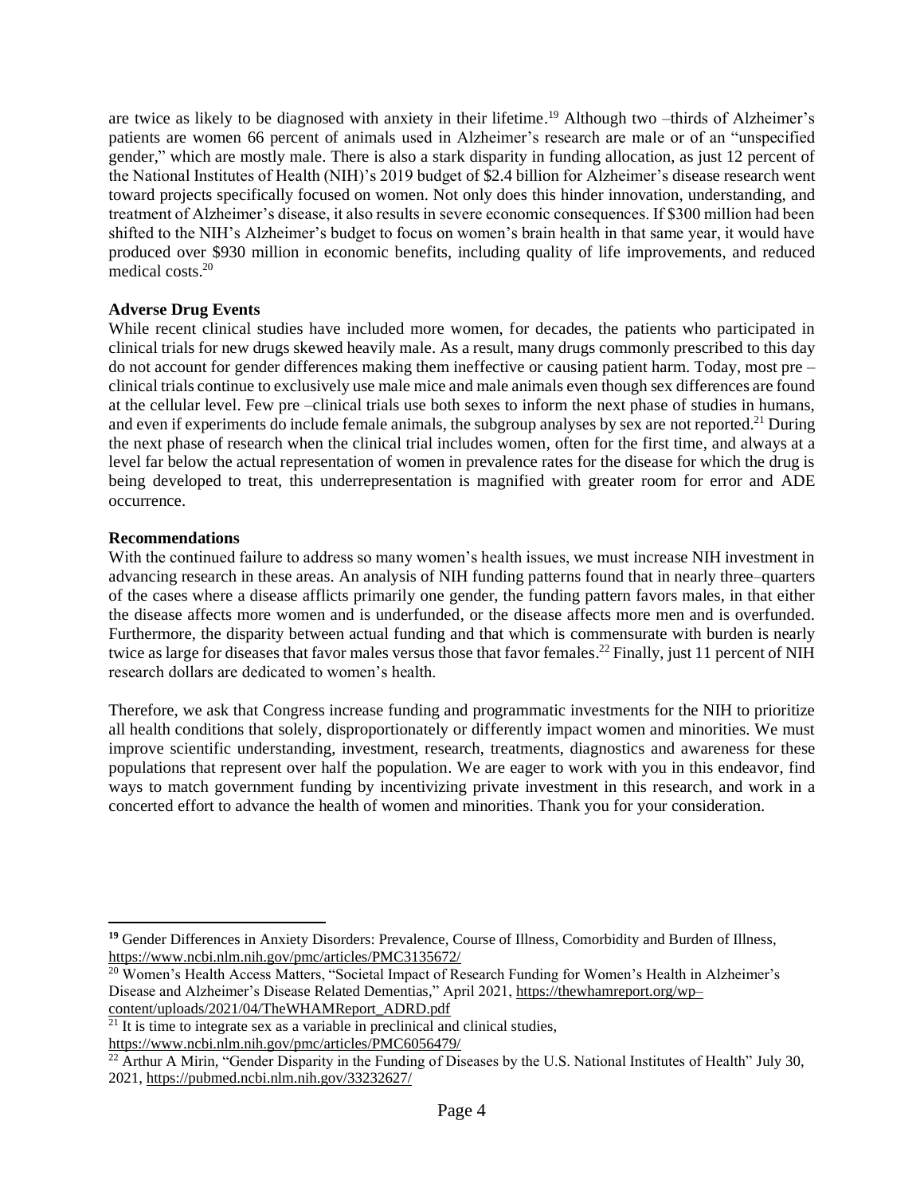are twice as likely to be diagnosed with anxiety in their lifetime.[19] Although two –thirds of Alzheimer's patients are women 66 percent of animals used in Alzheimer's research are male or of an "unspecified gender," which are mostly male. There is also a stark disparity in funding allocation, as just 12 percent of the National Institutes of Health (NIH)'s 2019 budget of $2.4 billion for Alzheimer's disease research went toward projects specifically focused on women. Not only does this hinder innovation, understanding, and treatment of Alzheimer's disease, it also results in severe economic consequences. If $300 million had been shifted to the NIH's Alzheimer's budget to focus on women's brain health in that same year, it would have produced over $930 million in economic benefits, including quality of life improvements, and reduced medical costs.[20]

**Adverse Drug Events**

While recent clinical studies have included more women, for decades, the patients who participated in clinical trials for new drugs skewed heavily male. As a result, many drugs commonly prescribed to this day do not account for gender differences making them ineffective or causing patient harm. Today, most pre –clinical trials continue to exclusively use male mice and male animals even though sex differences are found at the cellular level. Few pre –clinical trials use both sexes to inform the next phase of studies in humans, and even if experiments do include female animals, the subgroup analyses by sex are not reported.[21] During the next phase of research when the clinical trial includes women, often for the first time, and always at a level far below the actual representation of women in prevalence rates for the disease for which the drug is being developed to treat, this underrepresentation is magnified with greater room for error and ADE occurrence.

**Recommendations**

With the continued failure to address so many women's health issues, we must increase NIH investment in advancing research in these areas. An analysis of NIH funding patterns found that in nearly three–quarters of the cases where a disease afflicts primarily one gender, the funding pattern favors males, in that either the disease affects more women and is underfunded, or the disease affects more men and is overfunded. Furthermore, the disparity between actual funding and that which is commensurate with burden is nearly twice as large for diseases that favor males versus those that favor females.[22] Finally, just 11 percent of NIH research dollars are dedicated to women's health.

Therefore, we ask that Congress increase funding and programmatic investments for the NIH to prioritize all health conditions that solely, disproportionately or differently impact women and minorities. We must improve scientific understanding, investment, research, treatments, diagnostics and awareness for these populations that represent over half the population. We are eager to work with you in this endeavor, find ways to match government funding by incentivizing private investment in this research, and work in a concerted effort to advance the health of women and minorities. Thank you for your consideration.

---

[19] Gender Differences in Anxiety Disorders: Prevalence, Course of Illness, Comorbidity and Burden of Illness, https://www.ncbi.nlm.nih.gov/pmc/articles/PMC3135672/

[20] Women's Health Access Matters, "Societal Impact of Research Funding for Women's Health in Alzheimer's Disease and Alzheimer's Disease Related Dementias," April 2021, https://thewhamreport.org/wp–content/uploads/2021/04/TheWHAMReport_ADRD.pdf

[21] It is time to integrate sex as a variable in preclinical and clinical studies, https://www.ncbi.nlm.nih.gov/pmc/articles/PMC6056479/

[22] Arthur A Mirin, "Gender Disparity in the Funding of Diseases by the U.S. National Institutes of Health" July 30, 2021, https://pubmed.ncbi.nlm.nih.gov/33232627/